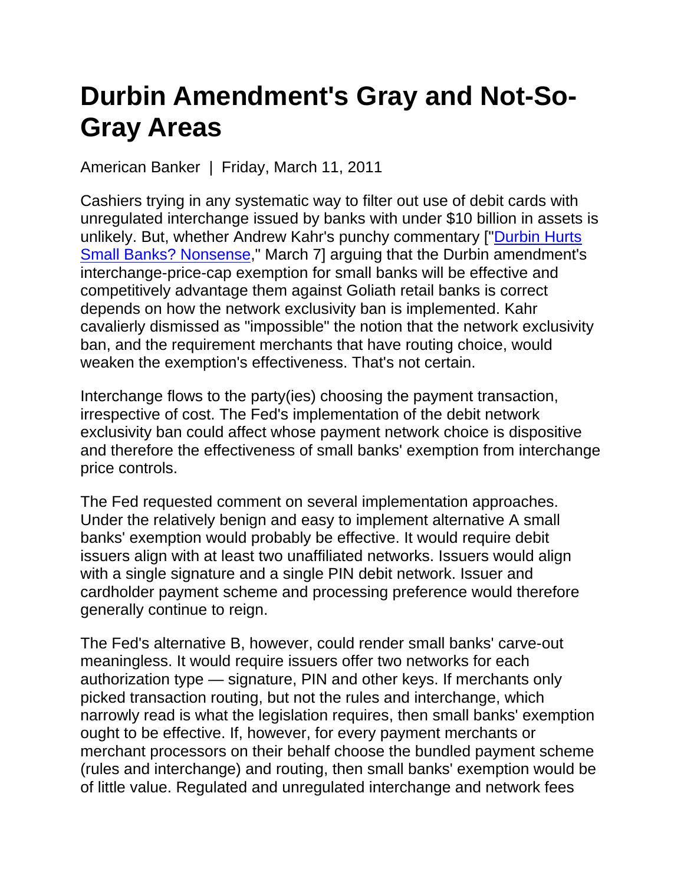# Durbin Amendment's Gray and Not-So-Gray Areas

American Banker | Friday, March 11, 2011

Cashiers trying in any systematic way to filter out use of debit cards with unregulated interchange issued by banks with under $10 billion in assets is unlikely. But, whether Andrew Kahr's punchy commentary ["Durbin Hurts Small Banks? Nonsense," March 7] arguing that the Durbin amendment's interchange-price-cap exemption for small banks will be effective and competitively advantage them against Goliath retail banks is correct depends on how the network exclusivity ban is implemented. Kahr cavalierly dismissed as "impossible" the notion that the network exclusivity ban, and the requirement merchants that have routing choice, would weaken the exemption's effectiveness. That's not certain.

Interchange flows to the party(ies) choosing the payment transaction, irrespective of cost. The Fed's implementation of the debit network exclusivity ban could affect whose payment network choice is dispositive and therefore the effectiveness of small banks' exemption from interchange price controls.

The Fed requested comment on several implementation approaches. Under the relatively benign and easy to implement alternative A small banks' exemption would probably be effective. It would require debit issuers align with at least two unaffiliated networks. Issuers would align with a single signature and a single PIN debit network. Issuer and cardholder payment scheme and processing preference would therefore generally continue to reign.

The Fed's alternative B, however, could render small banks' carve-out meaningless. It would require issuers offer two networks for each authorization type — signature, PIN and other keys. If merchants only picked transaction routing, but not the rules and interchange, which narrowly read is what the legislation requires, then small banks' exemption ought to be effective. If, however, for every payment merchants or merchant processors on their behalf choose the bundled payment scheme (rules and interchange) and routing, then small banks' exemption would be of little value. Regulated and unregulated interchange and network fees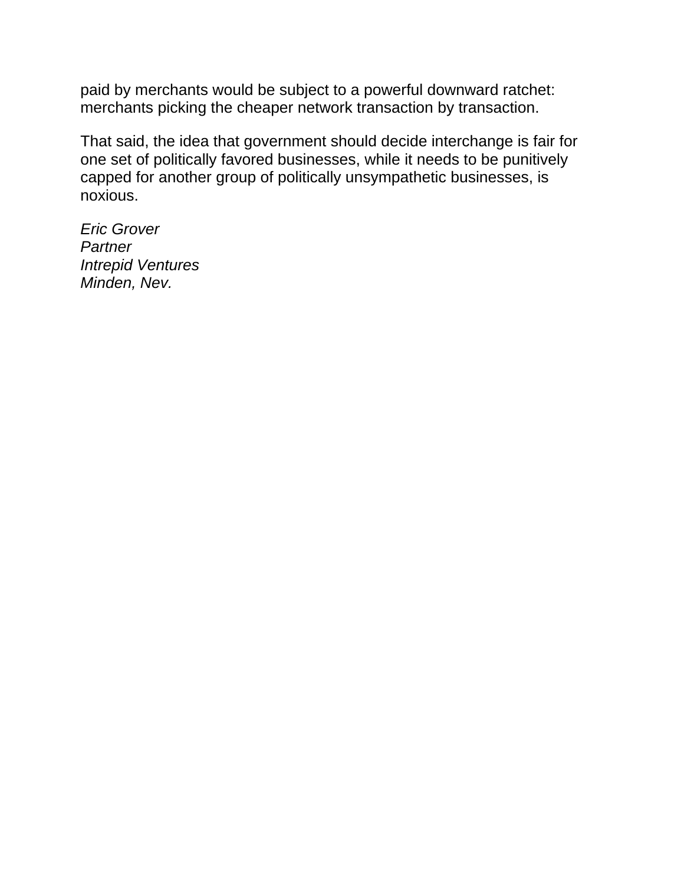paid by merchants would be subject to a powerful downward ratchet: merchants picking the cheaper network transaction by transaction.

That said, the idea that government should decide interchange is fair for one set of politically favored businesses, while it needs to be punitively capped for another group of politically unsympathetic businesses, is noxious.

*Eric Grover*
*Partner*
*Intrepid Ventures*
*Minden, Nev.*